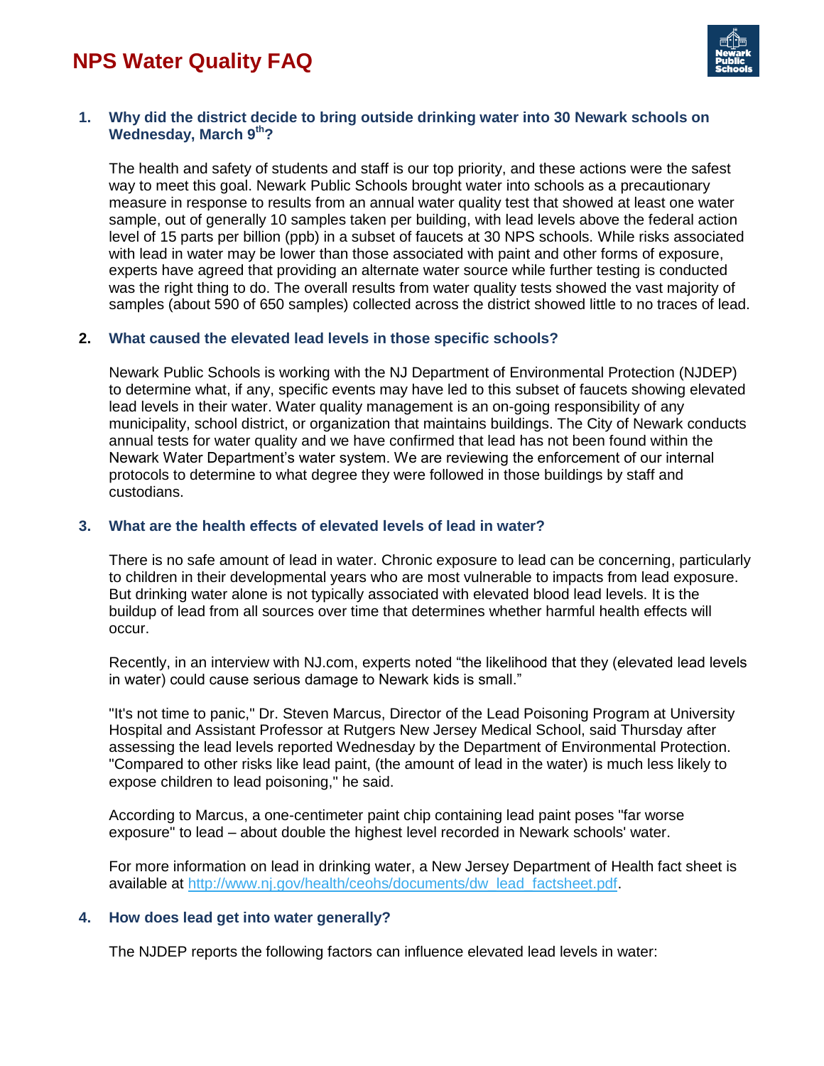# NPS Water Quality FAQ

1. **Why did the district decide to bring outside drinking water into 30 Newark schools on Wednesday, March 9th?**

   The health and safety of students and staff is our top priority, and these actions were the safest way to meet this goal. Newark Public Schools brought water into schools as a precautionary measure in response to results from an annual water quality test that showed at least one water sample, out of generally 10 samples taken per building, with lead levels above the federal action level of 15 parts per billion (ppb) in a subset of faucets at 30 NPS schools. While risks associated with lead in water may be lower than those associated with paint and other forms of exposure, experts have agreed that providing an alternate water source while further testing is conducted was the right thing to do. The overall results from water quality tests showed the vast majority of samples (about 590 of 650 samples) collected across the district showed little to no traces of lead.

2. **What caused the elevated lead levels in those specific schools?**

   Newark Public Schools is working with the NJ Department of Environmental Protection (NJDEP) to determine what, if any, specific events may have led to this subset of faucets showing elevated lead levels in their water. Water quality management is an on-going responsibility of any municipality, school district, or organization that maintains buildings. The City of Newark conducts annual tests for water quality and we have confirmed that lead has not been found within the Newark Water Department's water system. We are reviewing the enforcement of our internal protocols to determine to what degree they were followed in those buildings by staff and custodians.

3. **What are the health effects of elevated levels of lead in water?**

   There is no safe amount of lead in water. Chronic exposure to lead can be concerning, particularly to children in their developmental years who are most vulnerable to impacts from lead exposure. But drinking water alone is not typically associated with elevated blood lead levels. It is the buildup of lead from all sources over time that determines whether harmful health effects will occur.

   Recently, in an interview with NJ.com, experts noted "the likelihood that they (elevated lead levels in water) could cause serious damage to Newark kids is small."

   "It's not time to panic," Dr. Steven Marcus, Director of the Lead Poisoning Program at University Hospital and Assistant Professor at Rutgers New Jersey Medical School, said Thursday after assessing the lead levels reported Wednesday by the Department of Environmental Protection. "Compared to other risks like lead paint, (the amount of lead in the water) is much less likely to expose children to lead poisoning," he said.

   According to Marcus, a one-centimeter paint chip containing lead paint poses "far worse exposure" to lead – about double the highest level recorded in Newark schools' water.

   For more information on lead in drinking water, a New Jersey Department of Health fact sheet is available at [http://www.nj.gov/health/ceohs/documents/dw_lead_factsheet.pdf](http://www.nj.gov/health/ceohs/documents/dw_lead_factsheet.pdf).

4. **How does lead get into water generally?**

   The NJDEP reports the following factors can influence elevated lead levels in water: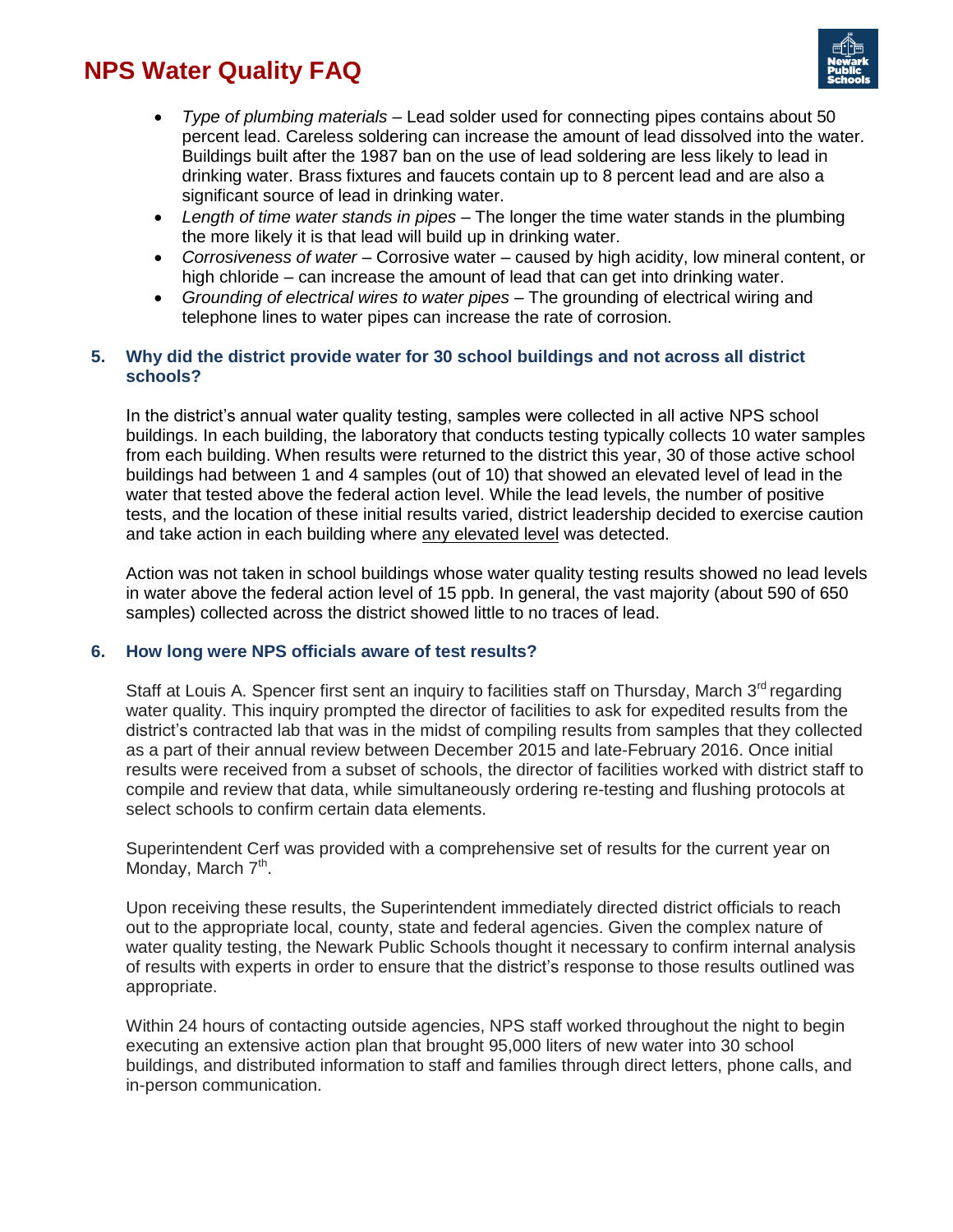- *Type of plumbing materials* – Lead solder used for connecting pipes contains about 50 percent lead. Careless soldering can increase the amount of lead dissolved into the water. Buildings built after the 1987 ban on the use of lead soldering are less likely to lead in drinking water. Brass fixtures and faucets contain up to 8 percent lead and are also a significant source of lead in drinking water.
- *Length of time water stands in pipes* – The longer the time water stands in the plumbing the more likely it is that lead will build up in drinking water.
- *Corrosiveness of water* – Corrosive water – caused by high acidity, low mineral content, or high chloride – can increase the amount of lead that can get into drinking water.
- *Grounding of electrical wires to water pipes* – The grounding of electrical wiring and telephone lines to water pipes can increase the rate of corrosion.

### 5. Why did the district provide water for 30 school buildings and not across all district schools?

In the district's annual water quality testing, samples were collected in all active NPS school buildings. In each building, the laboratory that conducts testing typically collects 10 water samples from each building. When results were returned to the district this year, 30 of those active school buildings had between 1 and 4 samples (out of 10) that showed an elevated level of lead in the water that tested above the federal action level. While the lead levels, the number of positive tests, and the location of these initial results varied, district leadership decided to exercise caution and take action in each building where <u>any elevated level</u> was detected.

Action was not taken in school buildings whose water quality testing results showed no lead levels in water above the federal action level of 15 ppb. In general, the vast majority (about 590 of 650 samples) collected across the district showed little to no traces of lead.

### 6. How long were NPS officials aware of test results?

Staff at Louis A. Spencer first sent an inquiry to facilities staff on Thursday, March 3rd regarding water quality. This inquiry prompted the director of facilities to ask for expedited results from the district's contracted lab that was in the midst of compiling results from samples that they collected as a part of their annual review between December 2015 and late-February 2016. Once initial results were received from a subset of schools, the director of facilities worked with district staff to compile and review that data, while simultaneously ordering re-testing and flushing protocols at select schools to confirm certain data elements.

Superintendent Cerf was provided with a comprehensive set of results for the current year on Monday, March 7th.

Upon receiving these results, the Superintendent immediately directed district officials to reach out to the appropriate local, county, state and federal agencies. Given the complex nature of water quality testing, the Newark Public Schools thought it necessary to confirm internal analysis of results with experts in order to ensure that the district's response to those results outlined was appropriate.

Within 24 hours of contacting outside agencies, NPS staff worked throughout the night to begin executing an extensive action plan that brought 95,000 liters of new water into 30 school buildings, and distributed information to staff and families through direct letters, phone calls, and in-person communication.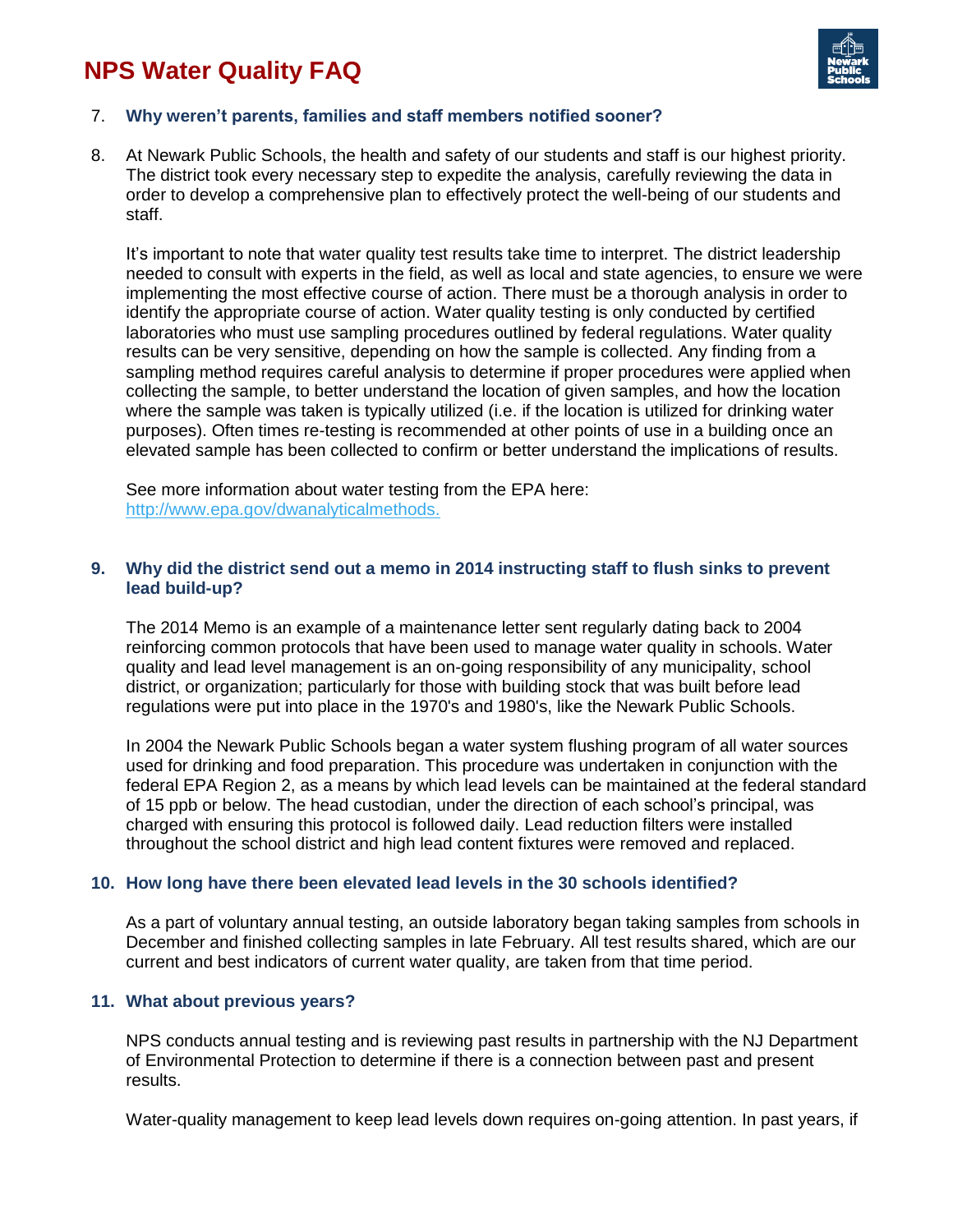7. **Why weren't parents, families and staff members notified sooner?**

8. At Newark Public Schools, the health and safety of our students and staff is our highest priority. The district took every necessary step to expedite the analysis, carefully reviewing the data in order to develop a comprehensive plan to effectively protect the well-being of our students and staff.

   It's important to note that water quality test results take time to interpret. The district leadership needed to consult with experts in the field, as well as local and state agencies, to ensure we were implementing the most effective course of action. There must be a thorough analysis in order to identify the appropriate course of action. Water quality testing is only conducted by certified laboratories who must use sampling procedures outlined by federal regulations. Water quality results can be very sensitive, depending on how the sample is collected. Any finding from a sampling method requires careful analysis to determine if proper procedures were applied when collecting the sample, to better understand the location of given samples, and how the location where the sample was taken is typically utilized (i.e. if the location is utilized for drinking water purposes). Often times re-testing is recommended at other points of use in a building once an elevated sample has been collected to confirm or better understand the implications of results.

   See more information about water testing from the EPA here: [http://www.epa.gov/dwanalyticalmethods.](http://www.epa.gov/dwanalyticalmethods)

9. **Why did the district send out a memo in 2014 instructing staff to flush sinks to prevent lead build-up?**

   The 2014 Memo is an example of a maintenance letter sent regularly dating back to 2004 reinforcing common protocols that have been used to manage water quality in schools. Water quality and lead level management is an on-going responsibility of any municipality, school district, or organization; particularly for those with building stock that was built before lead regulations were put into place in the 1970's and 1980's, like the Newark Public Schools.

   In 2004 the Newark Public Schools began a water system flushing program of all water sources used for drinking and food preparation. This procedure was undertaken in conjunction with the federal EPA Region 2, as a means by which lead levels can be maintained at the federal standard of 15 ppb or below. The head custodian, under the direction of each school's principal, was charged with ensuring this protocol is followed daily. Lead reduction filters were installed throughout the school district and high lead content fixtures were removed and replaced.

10. **How long have there been elevated lead levels in the 30 schools identified?**

    As a part of voluntary annual testing, an outside laboratory began taking samples from schools in December and finished collecting samples in late February. All test results shared, which are our current and best indicators of current water quality, are taken from that time period.

11. **What about previous years?**

    NPS conducts annual testing and is reviewing past results in partnership with the NJ Department of Environmental Protection to determine if there is a connection between past and present results.

    Water-quality management to keep lead levels down requires on-going attention. In past years, if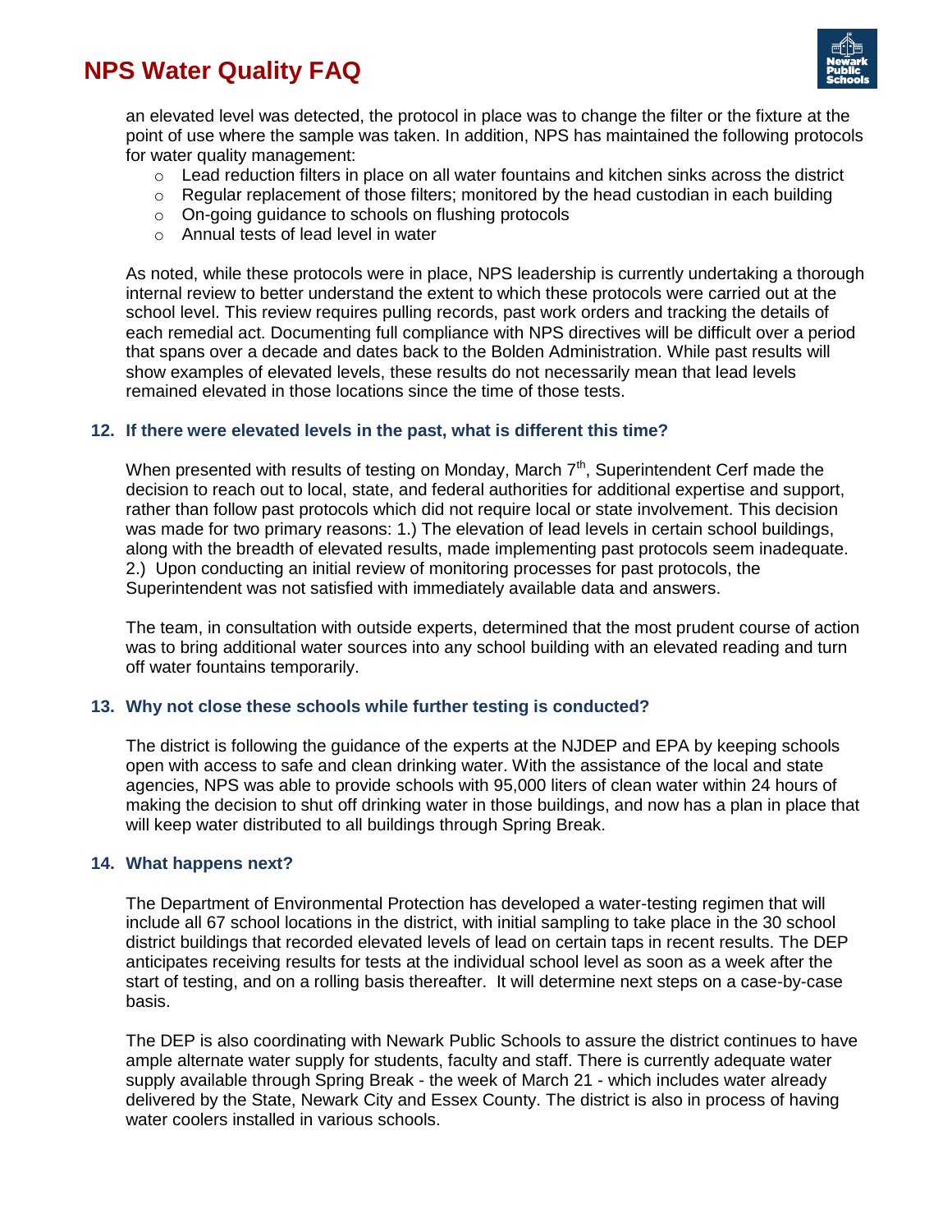an elevated level was detected, the protocol in place was to change the filter or the fixture at the point of use where the sample was taken. In addition, NPS has maintained the following protocols for water quality management:

- Lead reduction filters in place on all water fountains and kitchen sinks across the district
- Regular replacement of those filters; monitored by the head custodian in each building
- On-going guidance to schools on flushing protocols
- Annual tests of lead level in water

As noted, while these protocols were in place, NPS leadership is currently undertaking a thorough internal review to better understand the extent to which these protocols were carried out at the school level. This review requires pulling records, past work orders and tracking the details of each remedial act. Documenting full compliance with NPS directives will be difficult over a period that spans over a decade and dates back to the Bolden Administration. While past results will show examples of elevated levels, these results do not necessarily mean that lead levels remained elevated in those locations since the time of those tests.

### 12. If there were elevated levels in the past, what is different this time?

When presented with results of testing on Monday, March 7th, Superintendent Cerf made the decision to reach out to local, state, and federal authorities for additional expertise and support, rather than follow past protocols which did not require local or state involvement. This decision was made for two primary reasons: 1.) The elevation of lead levels in certain school buildings, along with the breadth of elevated results, made implementing past protocols seem inadequate. 2.) Upon conducting an initial review of monitoring processes for past protocols, the Superintendent was not satisfied with immediately available data and answers.

The team, in consultation with outside experts, determined that the most prudent course of action was to bring additional water sources into any school building with an elevated reading and turn off water fountains temporarily.

### 13. Why not close these schools while further testing is conducted?

The district is following the guidance of the experts at the NJDEP and EPA by keeping schools open with access to safe and clean drinking water. With the assistance of the local and state agencies, NPS was able to provide schools with 95,000 liters of clean water within 24 hours of making the decision to shut off drinking water in those buildings, and now has a plan in place that will keep water distributed to all buildings through Spring Break.

### 14. What happens next?

The Department of Environmental Protection has developed a water-testing regimen that will include all 67 school locations in the district, with initial sampling to take place in the 30 school district buildings that recorded elevated levels of lead on certain taps in recent results. The DEP anticipates receiving results for tests at the individual school level as soon as a week after the start of testing, and on a rolling basis thereafter. It will determine next steps on a case-by-case basis.

The DEP is also coordinating with Newark Public Schools to assure the district continues to have ample alternate water supply for students, faculty and staff. There is currently adequate water supply available through Spring Break - the week of March 21 - which includes water already delivered by the State, Newark City and Essex County. The district is also in process of having water coolers installed in various schools.